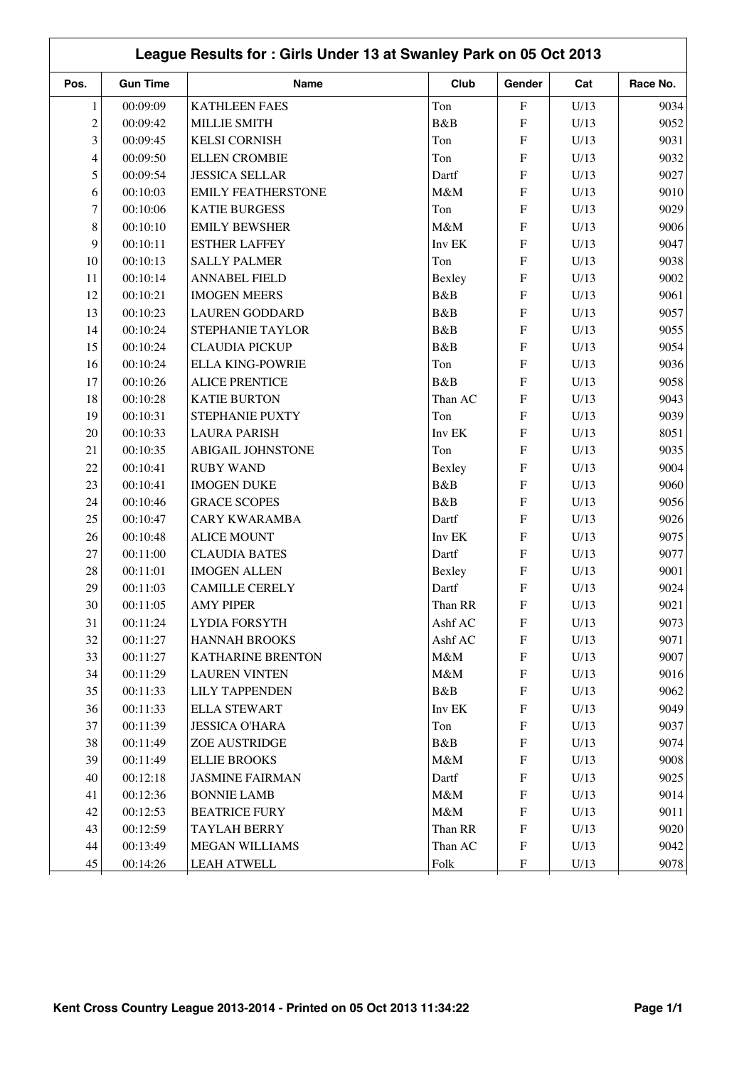# League Results for : Girls Under 13 at Swanley Park on 05 Oct 2013

| Pos. | Gun Time | Name | Club | Gender | Cat | Race No. |
|---|---|---|---|---|---|---|
| 1 | 00:09:09 | KATHLEEN FAES | Ton | F | U/13 | 9034 |
| 2 | 00:09:42 | MILLIE SMITH | B&B | F | U/13 | 9052 |
| 3 | 00:09:45 | KELSI CORNISH | Ton | F | U/13 | 9031 |
| 4 | 00:09:50 | ELLEN CROMBIE | Ton | F | U/13 | 9032 |
| 5 | 00:09:54 | JESSICA SELLAR | Dartf | F | U/13 | 9027 |
| 6 | 00:10:03 | EMILY FEATHERSTONE | M&M | F | U/13 | 9010 |
| 7 | 00:10:06 | KATIE BURGESS | Ton | F | U/13 | 9029 |
| 8 | 00:10:10 | EMILY BEWSHER | M&M | F | U/13 | 9006 |
| 9 | 00:10:11 | ESTHER LAFFEY | Inv EK | F | U/13 | 9047 |
| 10 | 00:10:13 | SALLY PALMER | Ton | F | U/13 | 9038 |
| 11 | 00:10:14 | ANNABEL FIELD | Bexley | F | U/13 | 9002 |
| 12 | 00:10:21 | IMOGEN MEERS | B&B | F | U/13 | 9061 |
| 13 | 00:10:23 | LAUREN GODDARD | B&B | F | U/13 | 9057 |
| 14 | 00:10:24 | STEPHANIE TAYLOR | B&B | F | U/13 | 9055 |
| 15 | 00:10:24 | CLAUDIA PICKUP | B&B | F | U/13 | 9054 |
| 16 | 00:10:24 | ELLA KING-POWRIE | Ton | F | U/13 | 9036 |
| 17 | 00:10:26 | ALICE PRENTICE | B&B | F | U/13 | 9058 |
| 18 | 00:10:28 | KATIE BURTON | Than AC | F | U/13 | 9043 |
| 19 | 00:10:31 | STEPHANIE PUXTY | Ton | F | U/13 | 9039 |
| 20 | 00:10:33 | LAURA PARISH | Inv EK | F | U/13 | 8051 |
| 21 | 00:10:35 | ABIGAIL JOHNSTONE | Ton | F | U/13 | 9035 |
| 22 | 00:10:41 | RUBY WAND | Bexley | F | U/13 | 9004 |
| 23 | 00:10:41 | IMOGEN DUKE | B&B | F | U/13 | 9060 |
| 24 | 00:10:46 | GRACE SCOPES | B&B | F | U/13 | 9056 |
| 25 | 00:10:47 | CARY KWARAMBA | Dartf | F | U/13 | 9026 |
| 26 | 00:10:48 | ALICE MOUNT | Inv EK | F | U/13 | 9075 |
| 27 | 00:11:00 | CLAUDIA BATES | Dartf | F | U/13 | 9077 |
| 28 | 00:11:01 | IMOGEN ALLEN | Bexley | F | U/13 | 9001 |
| 29 | 00:11:03 | CAMILLE CERELY | Dartf | F | U/13 | 9024 |
| 30 | 00:11:05 | AMY PIPER | Than RR | F | U/13 | 9021 |
| 31 | 00:11:24 | LYDIA FORSYTH | Ashf AC | F | U/13 | 9073 |
| 32 | 00:11:27 | HANNAH BROOKS | Ashf AC | F | U/13 | 9071 |
| 33 | 00:11:27 | KATHARINE BRENTON | M&M | F | U/13 | 9007 |
| 34 | 00:11:29 | LAUREN VINTEN | M&M | F | U/13 | 9016 |
| 35 | 00:11:33 | LILY TAPPENDEN | B&B | F | U/13 | 9062 |
| 36 | 00:11:33 | ELLA STEWART | Inv EK | F | U/13 | 9049 |
| 37 | 00:11:39 | JESSICA O'HARA | Ton | F | U/13 | 9037 |
| 38 | 00:11:49 | ZOE AUSTRIDGE | B&B | F | U/13 | 9074 |
| 39 | 00:11:49 | ELLIE BROOKS | M&M | F | U/13 | 9008 |
| 40 | 00:12:18 | JASMINE FAIRMAN | Dartf | F | U/13 | 9025 |
| 41 | 00:12:36 | BONNIE LAMB | M&M | F | U/13 | 9014 |
| 42 | 00:12:53 | BEATRICE FURY | M&M | F | U/13 | 9011 |
| 43 | 00:12:59 | TAYLAH BERRY | Than RR | F | U/13 | 9020 |
| 44 | 00:13:49 | MEGAN WILLIAMS | Than AC | F | U/13 | 9042 |
| 45 | 00:14:26 | LEAH ATWELL | Folk | F | U/13 | 9078 |

Kent Cross Country League 2013-2014 - Printed on 05 Oct 2013 11:34:22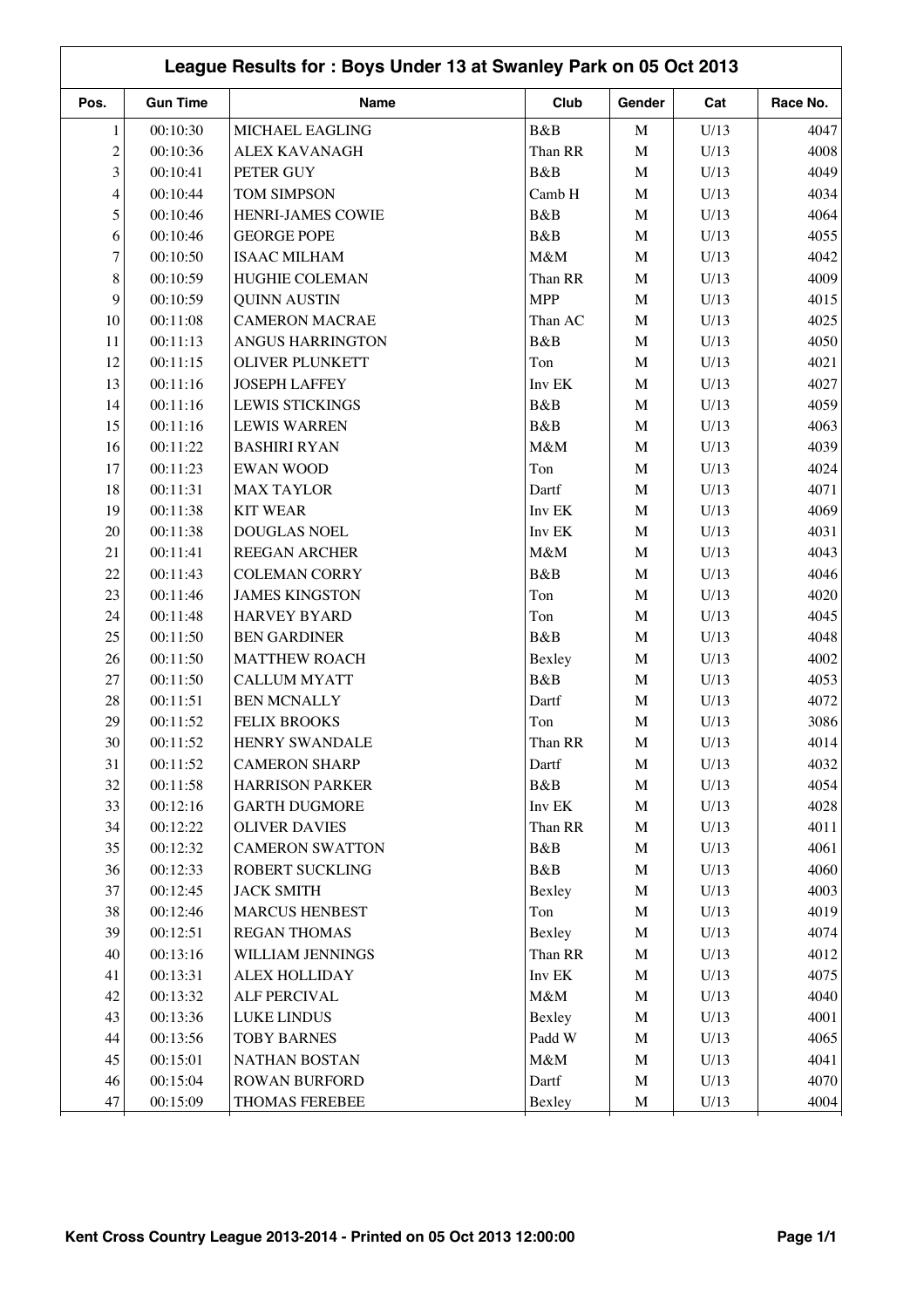# League Results for : Boys Under 13 at Swanley Park on 05 Oct 2013

| Pos. | Gun Time | Name | Club | Gender | Cat | Race No. |
|---|---|---|---|---|---|---|
| 1 | 00:10:30 | MICHAEL EAGLING | B&B | M | U/13 | 4047 |
| 2 | 00:10:36 | ALEX KAVANAGH | Than RR | M | U/13 | 4008 |
| 3 | 00:10:41 | PETER GUY | B&B | M | U/13 | 4049 |
| 4 | 00:10:44 | TOM SIMPSON | Camb H | M | U/13 | 4034 |
| 5 | 00:10:46 | HENRI-JAMES COWIE | B&B | M | U/13 | 4064 |
| 6 | 00:10:46 | GEORGE POPE | B&B | M | U/13 | 4055 |
| 7 | 00:10:50 | ISAAC MILHAM | M&M | M | U/13 | 4042 |
| 8 | 00:10:59 | HUGHIE COLEMAN | Than RR | M | U/13 | 4009 |
| 9 | 00:10:59 | QUINN AUSTIN | MPP | M | U/13 | 4015 |
| 10 | 00:11:08 | CAMERON MACRAE | Than AC | M | U/13 | 4025 |
| 11 | 00:11:13 | ANGUS HARRINGTON | B&B | M | U/13 | 4050 |
| 12 | 00:11:15 | OLIVER PLUNKETT | Ton | M | U/13 | 4021 |
| 13 | 00:11:16 | JOSEPH LAFFEY | Inv EK | M | U/13 | 4027 |
| 14 | 00:11:16 | LEWIS STICKINGS | B&B | M | U/13 | 4059 |
| 15 | 00:11:16 | LEWIS WARREN | B&B | M | U/13 | 4063 |
| 16 | 00:11:22 | BASHIRI RYAN | M&M | M | U/13 | 4039 |
| 17 | 00:11:23 | EWAN WOOD | Ton | M | U/13 | 4024 |
| 18 | 00:11:31 | MAX TAYLOR | Dartf | M | U/13 | 4071 |
| 19 | 00:11:38 | KIT WEAR | Inv EK | M | U/13 | 4069 |
| 20 | 00:11:38 | DOUGLAS NOEL | Inv EK | M | U/13 | 4031 |
| 21 | 00:11:41 | REEGAN ARCHER | M&M | M | U/13 | 4043 |
| 22 | 00:11:43 | COLEMAN CORRY | B&B | M | U/13 | 4046 |
| 23 | 00:11:46 | JAMES KINGSTON | Ton | M | U/13 | 4020 |
| 24 | 00:11:48 | HARVEY BYARD | Ton | M | U/13 | 4045 |
| 25 | 00:11:50 | BEN GARDINER | B&B | M | U/13 | 4048 |
| 26 | 00:11:50 | MATTHEW ROACH | Bexley | M | U/13 | 4002 |
| 27 | 00:11:50 | CALLUM MYATT | B&B | M | U/13 | 4053 |
| 28 | 00:11:51 | BEN MCNALLY | Dartf | M | U/13 | 4072 |
| 29 | 00:11:52 | FELIX BROOKS | Ton | M | U/13 | 3086 |
| 30 | 00:11:52 | HENRY SWANDALE | Than RR | M | U/13 | 4014 |
| 31 | 00:11:52 | CAMERON SHARP | Dartf | M | U/13 | 4032 |
| 32 | 00:11:58 | HARRISON PARKER | B&B | M | U/13 | 4054 |
| 33 | 00:12:16 | GARTH DUGMORE | Inv EK | M | U/13 | 4028 |
| 34 | 00:12:22 | OLIVER DAVIES | Than RR | M | U/13 | 4011 |
| 35 | 00:12:32 | CAMERON SWATTON | B&B | M | U/13 | 4061 |
| 36 | 00:12:33 | ROBERT SUCKLING | B&B | M | U/13 | 4060 |
| 37 | 00:12:45 | JACK SMITH | Bexley | M | U/13 | 4003 |
| 38 | 00:12:46 | MARCUS HENBEST | Ton | M | U/13 | 4019 |
| 39 | 00:12:51 | REGAN THOMAS | Bexley | M | U/13 | 4074 |
| 40 | 00:13:16 | WILLIAM JENNINGS | Than RR | M | U/13 | 4012 |
| 41 | 00:13:31 | ALEX HOLLIDAY | Inv EK | M | U/13 | 4075 |
| 42 | 00:13:32 | ALF PERCIVAL | M&M | M | U/13 | 4040 |
| 43 | 00:13:36 | LUKE LINDUS | Bexley | M | U/13 | 4001 |
| 44 | 00:13:56 | TOBY BARNES | Padd W | M | U/13 | 4065 |
| 45 | 00:15:01 | NATHAN BOSTAN | M&M | M | U/13 | 4041 |
| 46 | 00:15:04 | ROWAN BURFORD | Dartf | M | U/13 | 4070 |
| 47 | 00:15:09 | THOMAS FEREBEE | Bexley | M | U/13 | 4004 |

Kent Cross Country League 2013-2014 - Printed on 05 Oct 2013 12:00:00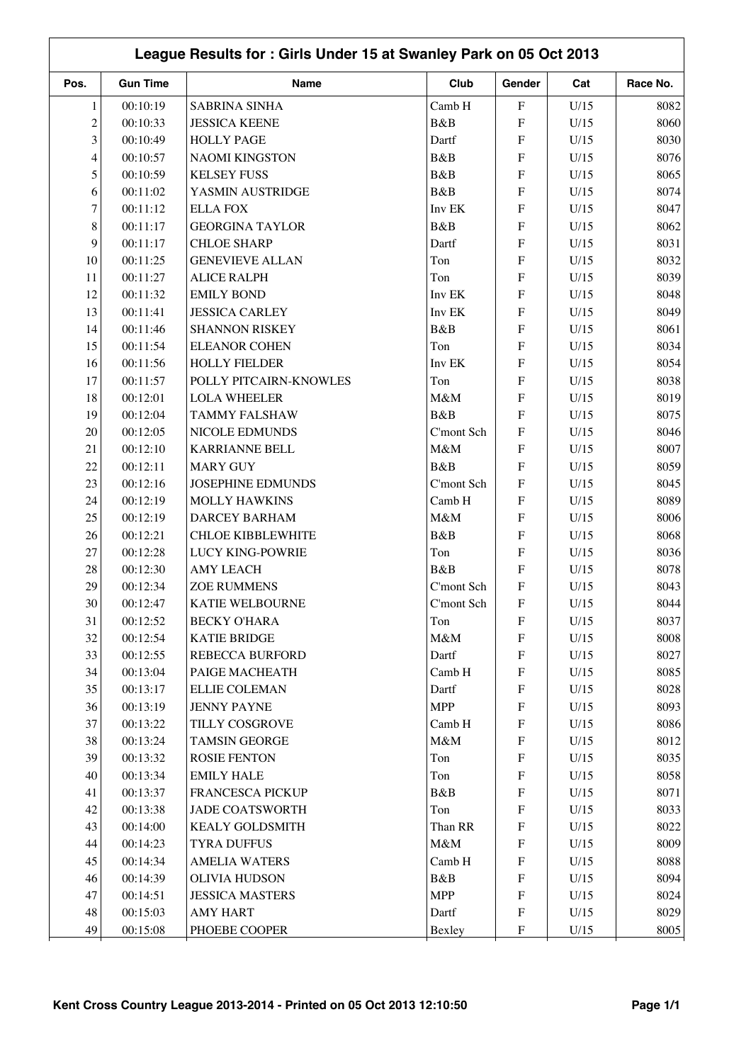# League Results for : Girls Under 15 at Swanley Park on 05 Oct 2013

| Pos. | Gun Time | Name | Club | Gender | Cat | Race No. |
|---|---|---|---|---|---|---|
| 1 | 00:10:19 | SABRINA SINHA | Camb H | F | U/15 | 8082 |
| 2 | 00:10:33 | JESSICA KEENE | B&B | F | U/15 | 8060 |
| 3 | 00:10:49 | HOLLY PAGE | Dartf | F | U/15 | 8030 |
| 4 | 00:10:57 | NAOMI KINGSTON | B&B | F | U/15 | 8076 |
| 5 | 00:10:59 | KELSEY FUSS | B&B | F | U/15 | 8065 |
| 6 | 00:11:02 | YASMIN AUSTRIDGE | B&B | F | U/15 | 8074 |
| 7 | 00:11:12 | ELLA FOX | Inv EK | F | U/15 | 8047 |
| 8 | 00:11:17 | GEORGINA TAYLOR | B&B | F | U/15 | 8062 |
| 9 | 00:11:17 | CHLOE SHARP | Dartf | F | U/15 | 8031 |
| 10 | 00:11:25 | GENEVIEVE ALLAN | Ton | F | U/15 | 8032 |
| 11 | 00:11:27 | ALICE RALPH | Ton | F | U/15 | 8039 |
| 12 | 00:11:32 | EMILY BOND | Inv EK | F | U/15 | 8048 |
| 13 | 00:11:41 | JESSICA CARLEY | Inv EK | F | U/15 | 8049 |
| 14 | 00:11:46 | SHANNON RISKEY | B&B | F | U/15 | 8061 |
| 15 | 00:11:54 | ELEANOR COHEN | Ton | F | U/15 | 8034 |
| 16 | 00:11:56 | HOLLY FIELDER | Inv EK | F | U/15 | 8054 |
| 17 | 00:11:57 | POLLY PITCAIRN-KNOWLES | Ton | F | U/15 | 8038 |
| 18 | 00:12:01 | LOLA WHEELER | M&M | F | U/15 | 8019 |
| 19 | 00:12:04 | TAMMY FALSHAW | B&B | F | U/15 | 8075 |
| 20 | 00:12:05 | NICOLE EDMUNDS | C'mont Sch | F | U/15 | 8046 |
| 21 | 00:12:10 | KARRIANNE BELL | M&M | F | U/15 | 8007 |
| 22 | 00:12:11 | MARY GUY | B&B | F | U/15 | 8059 |
| 23 | 00:12:16 | JOSEPHINE EDMUNDS | C'mont Sch | F | U/15 | 8045 |
| 24 | 00:12:19 | MOLLY HAWKINS | Camb H | F | U/15 | 8089 |
| 25 | 00:12:19 | DARCEY BARHAM | M&M | F | U/15 | 8006 |
| 26 | 00:12:21 | CHLOE KIBBLEWHITE | B&B | F | U/15 | 8068 |
| 27 | 00:12:28 | LUCY KING-POWRIE | Ton | F | U/15 | 8036 |
| 28 | 00:12:30 | AMY LEACH | B&B | F | U/15 | 8078 |
| 29 | 00:12:34 | ZOE RUMMENS | C'mont Sch | F | U/15 | 8043 |
| 30 | 00:12:47 | KATIE WELBOURNE | C'mont Sch | F | U/15 | 8044 |
| 31 | 00:12:52 | BECKY O'HARA | Ton | F | U/15 | 8037 |
| 32 | 00:12:54 | KATIE BRIDGE | M&M | F | U/15 | 8008 |
| 33 | 00:12:55 | REBECCA BURFORD | Dartf | F | U/15 | 8027 |
| 34 | 00:13:04 | PAIGE MACHEATH | Camb H | F | U/15 | 8085 |
| 35 | 00:13:17 | ELLIE COLEMAN | Dartf | F | U/15 | 8028 |
| 36 | 00:13:19 | JENNY PAYNE | MPP | F | U/15 | 8093 |
| 37 | 00:13:22 | TILLY COSGROVE | Camb H | F | U/15 | 8086 |
| 38 | 00:13:24 | TAMSIN GEORGE | M&M | F | U/15 | 8012 |
| 39 | 00:13:32 | ROSIE FENTON | Ton | F | U/15 | 8035 |
| 40 | 00:13:34 | EMILY HALE | Ton | F | U/15 | 8058 |
| 41 | 00:13:37 | FRANCESCA PICKUP | B&B | F | U/15 | 8071 |
| 42 | 00:13:38 | JADE COATSWORTH | Ton | F | U/15 | 8033 |
| 43 | 00:14:00 | KEALY GOLDSMITH | Than RR | F | U/15 | 8022 |
| 44 | 00:14:23 | TYRA DUFFUS | M&M | F | U/15 | 8009 |
| 45 | 00:14:34 | AMELIA WATERS | Camb H | F | U/15 | 8088 |
| 46 | 00:14:39 | OLIVIA HUDSON | B&B | F | U/15 | 8094 |
| 47 | 00:14:51 | JESSICA MASTERS | MPP | F | U/15 | 8024 |
| 48 | 00:15:03 | AMY HART | Dartf | F | U/15 | 8029 |
| 49 | 00:15:08 | PHOEBE COOPER | Bexley | F | U/15 | 8005 |

Kent Cross Country League 2013-2014 - Printed on 05 Oct 2013 12:10:50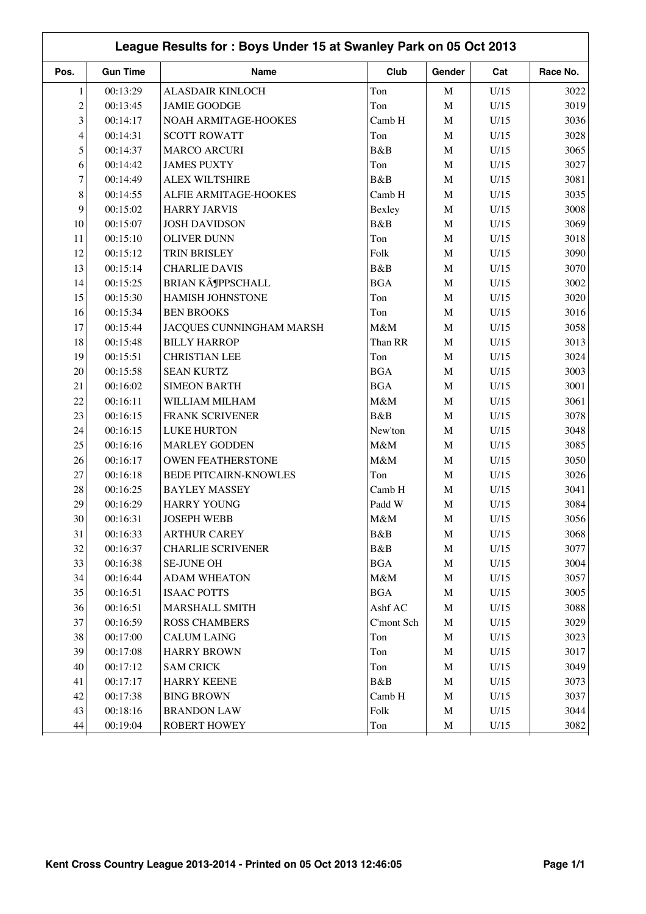## League Results for : Boys Under 15 at Swanley Park on 05 Oct 2013

| Pos. | Gun Time | Name | Club | Gender | Cat | Race No. |
|---|---|---|---|---|---|---|
| 1 | 00:13:29 | ALASDAIR KINLOCH | Ton | M | U/15 | 3022 |
| 2 | 00:13:45 | JAMIE GOODGE | Ton | M | U/15 | 3019 |
| 3 | 00:14:17 | NOAH ARMITAGE-HOOKES | Camb H | M | U/15 | 3036 |
| 4 | 00:14:31 | SCOTT ROWATT | Ton | M | U/15 | 3028 |
| 5 | 00:14:37 | MARCO ARCURI | B&B | M | U/15 | 3065 |
| 6 | 00:14:42 | JAMES PUXTY | Ton | M | U/15 | 3027 |
| 7 | 00:14:49 | ALEX WILTSHIRE | B&B | M | U/15 | 3081 |
| 8 | 00:14:55 | ALFIE ARMITAGE-HOOKES | Camb H | M | U/15 | 3035 |
| 9 | 00:15:02 | HARRY JARVIS | Bexley | M | U/15 | 3008 |
| 10 | 00:15:07 | JOSH DAVIDSON | B&B | M | U/15 | 3069 |
| 11 | 00:15:10 | OLIVER DUNN | Ton | M | U/15 | 3018 |
| 12 | 00:15:12 | TRIN BRISLEY | Folk | M | U/15 | 3090 |
| 13 | 00:15:14 | CHARLIE DAVIS | B&B | M | U/15 | 3070 |
| 14 | 00:15:25 | BRIAN KÃ¶PPSCHALL | BGA | M | U/15 | 3002 |
| 15 | 00:15:30 | HAMISH JOHNSTONE | Ton | M | U/15 | 3020 |
| 16 | 00:15:34 | BEN BROOKS | Ton | M | U/15 | 3016 |
| 17 | 00:15:44 | JACQUES CUNNINGHAM MARSH | M&M | M | U/15 | 3058 |
| 18 | 00:15:48 | BILLY HARROP | Than RR | M | U/15 | 3013 |
| 19 | 00:15:51 | CHRISTIAN LEE | Ton | M | U/15 | 3024 |
| 20 | 00:15:58 | SEAN KURTZ | BGA | M | U/15 | 3003 |
| 21 | 00:16:02 | SIMEON BARTH | BGA | M | U/15 | 3001 |
| 22 | 00:16:11 | WILLIAM MILHAM | M&M | M | U/15 | 3061 |
| 23 | 00:16:15 | FRANK SCRIVENER | B&B | M | U/15 | 3078 |
| 24 | 00:16:15 | LUKE HURTON | New'ton | M | U/15 | 3048 |
| 25 | 00:16:16 | MARLEY GODDEN | M&M | M | U/15 | 3085 |
| 26 | 00:16:17 | OWEN FEATHERSTONE | M&M | M | U/15 | 3050 |
| 27 | 00:16:18 | BEDE PITCAIRN-KNOWLES | Ton | M | U/15 | 3026 |
| 28 | 00:16:25 | BAYLEY MASSEY | Camb H | M | U/15 | 3041 |
| 29 | 00:16:29 | HARRY YOUNG | Padd W | M | U/15 | 3084 |
| 30 | 00:16:31 | JOSEPH WEBB | M&M | M | U/15 | 3056 |
| 31 | 00:16:33 | ARTHUR CAREY | B&B | M | U/15 | 3068 |
| 32 | 00:16:37 | CHARLIE SCRIVENER | B&B | M | U/15 | 3077 |
| 33 | 00:16:38 | SE-JUNE OH | BGA | M | U/15 | 3004 |
| 34 | 00:16:44 | ADAM WHEATON | M&M | M | U/15 | 3057 |
| 35 | 00:16:51 | ISAAC POTTS | BGA | M | U/15 | 3005 |
| 36 | 00:16:51 | MARSHALL SMITH | Ashf AC | M | U/15 | 3088 |
| 37 | 00:16:59 | ROSS CHAMBERS | C'mont Sch | M | U/15 | 3029 |
| 38 | 00:17:00 | CALUM LAING | Ton | M | U/15 | 3023 |
| 39 | 00:17:08 | HARRY BROWN | Ton | M | U/15 | 3017 |
| 40 | 00:17:12 | SAM CRICK | Ton | M | U/15 | 3049 |
| 41 | 00:17:17 | HARRY KEENE | B&B | M | U/15 | 3073 |
| 42 | 00:17:38 | BING BROWN | Camb H | M | U/15 | 3037 |
| 43 | 00:18:16 | BRANDON LAW | Folk | M | U/15 | 3044 |
| 44 | 00:19:04 | ROBERT HOWEY | Ton | M | U/15 | 3082 |

Kent Cross Country League 2013-2014 - Printed on 05 Oct 2013 12:46:05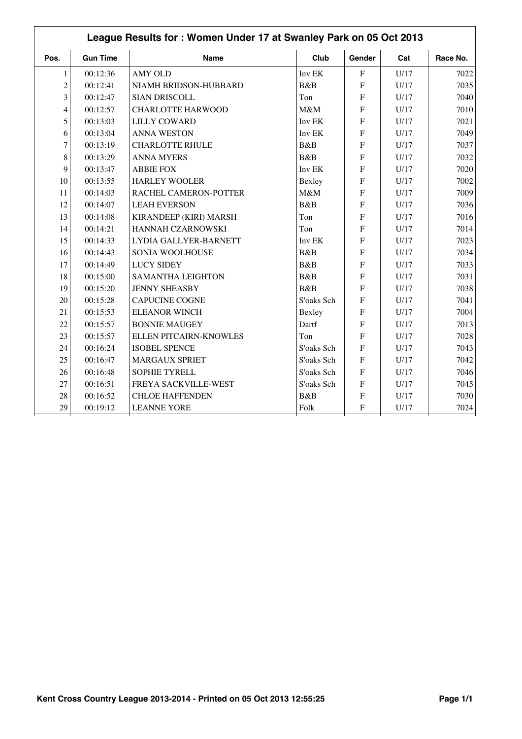## League Results for : Women Under 17 at Swanley Park on 05 Oct 2013

| Pos. | Gun Time | Name | Club | Gender | Cat | Race No. |
|---|---|---|---|---|---|---|
| 1 | 00:12:36 | AMY OLD | Inv EK | F | U/17 | 7022 |
| 2 | 00:12:41 | NIAMH BRIDSON-HUBBARD | B&B | F | U/17 | 7035 |
| 3 | 00:12:47 | SIAN DRISCOLL | Ton | F | U/17 | 7040 |
| 4 | 00:12:57 | CHARLOTTE HARWOOD | M&M | F | U/17 | 7010 |
| 5 | 00:13:03 | LILLY COWARD | Inv EK | F | U/17 | 7021 |
| 6 | 00:13:04 | ANNA WESTON | Inv EK | F | U/17 | 7049 |
| 7 | 00:13:19 | CHARLOTTE RHULE | B&B | F | U/17 | 7037 |
| 8 | 00:13:29 | ANNA MYERS | B&B | F | U/17 | 7032 |
| 9 | 00:13:47 | ABBIE FOX | Inv EK | F | U/17 | 7020 |
| 10 | 00:13:55 | HARLEY WOOLER | Bexley | F | U/17 | 7002 |
| 11 | 00:14:03 | RACHEL CAMERON-POTTER | M&M | F | U/17 | 7009 |
| 12 | 00:14:07 | LEAH EVERSON | B&B | F | U/17 | 7036 |
| 13 | 00:14:08 | KIRANDEEP (KIRI) MARSH | Ton | F | U/17 | 7016 |
| 14 | 00:14:21 | HANNAH CZARNOWSKI | Ton | F | U/17 | 7014 |
| 15 | 00:14:33 | LYDIA GALLYER-BARNETT | Inv EK | F | U/17 | 7023 |
| 16 | 00:14:43 | SONIA WOOLHOUSE | B&B | F | U/17 | 7034 |
| 17 | 00:14:49 | LUCY SIDEY | B&B | F | U/17 | 7033 |
| 18 | 00:15:00 | SAMANTHA LEIGHTON | B&B | F | U/17 | 7031 |
| 19 | 00:15:20 | JENNY SHEASBY | B&B | F | U/17 | 7038 |
| 20 | 00:15:28 | CAPUCINE COGNE | S'oaks Sch | F | U/17 | 7041 |
| 21 | 00:15:53 | ELEANOR WINCH | Bexley | F | U/17 | 7004 |
| 22 | 00:15:57 | BONNIE MAUGEY | Dartf | F | U/17 | 7013 |
| 23 | 00:15:57 | ELLEN PITCAIRN-KNOWLES | Ton | F | U/17 | 7028 |
| 24 | 00:16:24 | ISOBEL SPENCE | S'oaks Sch | F | U/17 | 7043 |
| 25 | 00:16:47 | MARGAUX SPRIET | S'oaks Sch | F | U/17 | 7042 |
| 26 | 00:16:48 | SOPHIE TYRELL | S'oaks Sch | F | U/17 | 7046 |
| 27 | 00:16:51 | FREYA SACKVILLE-WEST | S'oaks Sch | F | U/17 | 7045 |
| 28 | 00:16:52 | CHLOE HAFFENDEN | B&B | F | U/17 | 7030 |
| 29 | 00:19:12 | LEANNE YORE | Folk | F | U/17 | 7024 |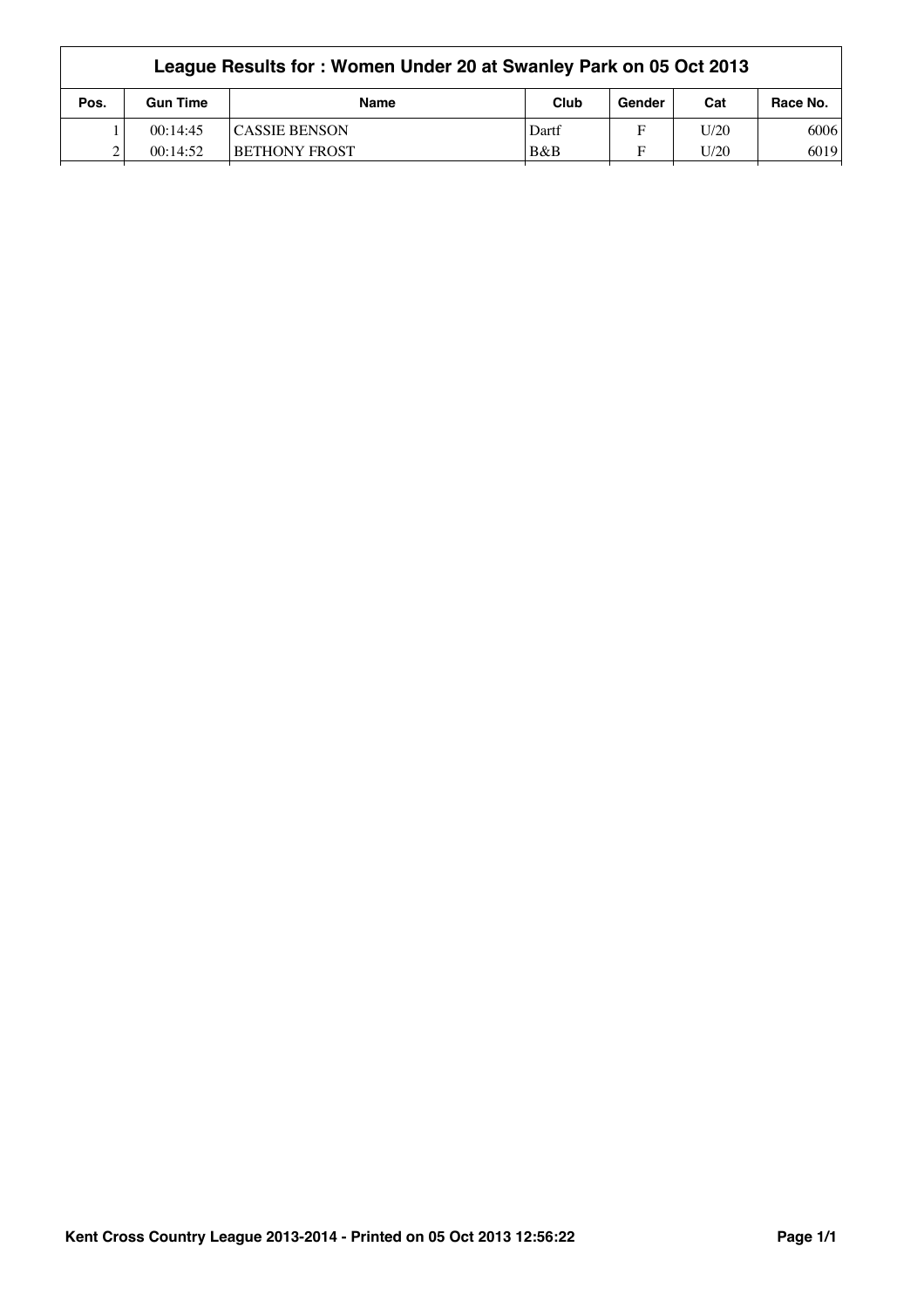## League Results for : Women Under 20 at Swanley Park on 05 Oct 2013

| Pos. | Gun Time | Name | Club | Gender | Cat | Race No. |
|---|---|---|---|---|---|---|
| 1 | 00:14:45 | CASSIE BENSON | Dartf | F | U/20 | 6006 |
| 2 | 00:14:52 | BETHONY FROST | B&B | F | U/20 | 6019 |

Kent Cross Country League 2013-2014 - Printed on 05 Oct 2013 12:56:22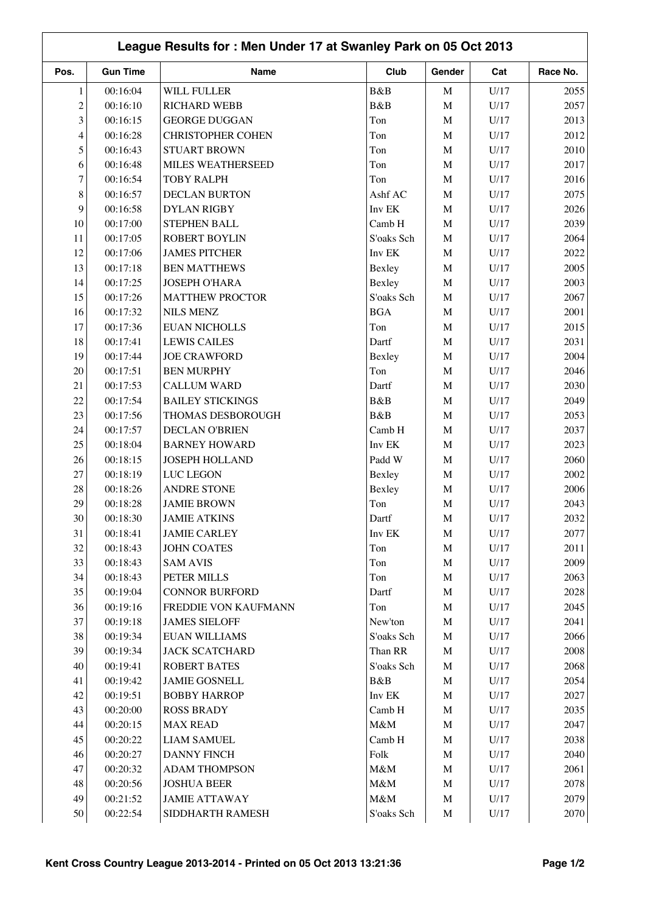## League Results for : Men Under 17 at Swanley Park on 05 Oct 2013

| Pos. | Gun Time | Name | Club | Gender | Cat | Race No. |
|---|---|---|---|---|---|---|
| 1 | 00:16:04 | WILL FULLER | B&B | M | U/17 | 2055 |
| 2 | 00:16:10 | RICHARD WEBB | B&B | M | U/17 | 2057 |
| 3 | 00:16:15 | GEORGE DUGGAN | Ton | M | U/17 | 2013 |
| 4 | 00:16:28 | CHRISTOPHER COHEN | Ton | M | U/17 | 2012 |
| 5 | 00:16:43 | STUART BROWN | Ton | M | U/17 | 2010 |
| 6 | 00:16:48 | MILES WEATHERSEED | Ton | M | U/17 | 2017 |
| 7 | 00:16:54 | TOBY RALPH | Ton | M | U/17 | 2016 |
| 8 | 00:16:57 | DECLAN BURTON | Ashf AC | M | U/17 | 2075 |
| 9 | 00:16:58 | DYLAN RIGBY | Inv EK | M | U/17 | 2026 |
| 10 | 00:17:00 | STEPHEN BALL | Camb H | M | U/17 | 2039 |
| 11 | 00:17:05 | ROBERT BOYLIN | S'oaks Sch | M | U/17 | 2064 |
| 12 | 00:17:06 | JAMES PITCHER | Inv EK | M | U/17 | 2022 |
| 13 | 00:17:18 | BEN MATTHEWS | Bexley | M | U/17 | 2005 |
| 14 | 00:17:25 | JOSEPH O'HARA | Bexley | M | U/17 | 2003 |
| 15 | 00:17:26 | MATTHEW PROCTOR | S'oaks Sch | M | U/17 | 2067 |
| 16 | 00:17:32 | NILS MENZ | BGA | M | U/17 | 2001 |
| 17 | 00:17:36 | EUAN NICHOLLS | Ton | M | U/17 | 2015 |
| 18 | 00:17:41 | LEWIS CAILES | Dartf | M | U/17 | 2031 |
| 19 | 00:17:44 | JOE CRAWFORD | Bexley | M | U/17 | 2004 |
| 20 | 00:17:51 | BEN MURPHY | Ton | M | U/17 | 2046 |
| 21 | 00:17:53 | CALLUM WARD | Dartf | M | U/17 | 2030 |
| 22 | 00:17:54 | BAILEY STICKINGS | B&B | M | U/17 | 2049 |
| 23 | 00:17:56 | THOMAS DESBOROUGH | B&B | M | U/17 | 2053 |
| 24 | 00:17:57 | DECLAN O'BRIEN | Camb H | M | U/17 | 2037 |
| 25 | 00:18:04 | BARNEY HOWARD | Inv EK | M | U/17 | 2023 |
| 26 | 00:18:15 | JOSEPH HOLLAND | Padd W | M | U/17 | 2060 |
| 27 | 00:18:19 | LUC LEGON | Bexley | M | U/17 | 2002 |
| 28 | 00:18:26 | ANDRE STONE | Bexley | M | U/17 | 2006 |
| 29 | 00:18:28 | JAMIE BROWN | Ton | M | U/17 | 2043 |
| 30 | 00:18:30 | JAMIE ATKINS | Dartf | M | U/17 | 2032 |
| 31 | 00:18:41 | JAMIE CARLEY | Inv EK | M | U/17 | 2077 |
| 32 | 00:18:43 | JOHN COATES | Ton | M | U/17 | 2011 |
| 33 | 00:18:43 | SAM AVIS | Ton | M | U/17 | 2009 |
| 34 | 00:18:43 | PETER MILLS | Ton | M | U/17 | 2063 |
| 35 | 00:19:04 | CONNOR BURFORD | Dartf | M | U/17 | 2028 |
| 36 | 00:19:16 | FREDDIE VON KAUFMANN | Ton | M | U/17 | 2045 |
| 37 | 00:19:18 | JAMES SIELOFF | New'ton | M | U/17 | 2041 |
| 38 | 00:19:34 | EUAN WILLIAMS | S'oaks Sch | M | U/17 | 2066 |
| 39 | 00:19:34 | JACK SCATCHARD | Than RR | M | U/17 | 2008 |
| 40 | 00:19:41 | ROBERT BATES | S'oaks Sch | M | U/17 | 2068 |
| 41 | 00:19:42 | JAMIE GOSNELL | B&B | M | U/17 | 2054 |
| 42 | 00:19:51 | BOBBY HARROP | Inv EK | M | U/17 | 2027 |
| 43 | 00:20:00 | ROSS BRADY | Camb H | M | U/17 | 2035 |
| 44 | 00:20:15 | MAX READ | M&M | M | U/17 | 2047 |
| 45 | 00:20:22 | LIAM SAMUEL | Camb H | M | U/17 | 2038 |
| 46 | 00:20:27 | DANNY FINCH | Folk | M | U/17 | 2040 |
| 47 | 00:20:32 | ADAM THOMPSON | M&M | M | U/17 | 2061 |
| 48 | 00:20:56 | JOSHUA BEER | M&M | M | U/17 | 2078 |
| 49 | 00:21:52 | JAMIE ATTAWAY | M&M | M | U/17 | 2079 |
| 50 | 00:22:54 | SIDDHARTH RAMESH | S'oaks Sch | M | U/17 | 2070 |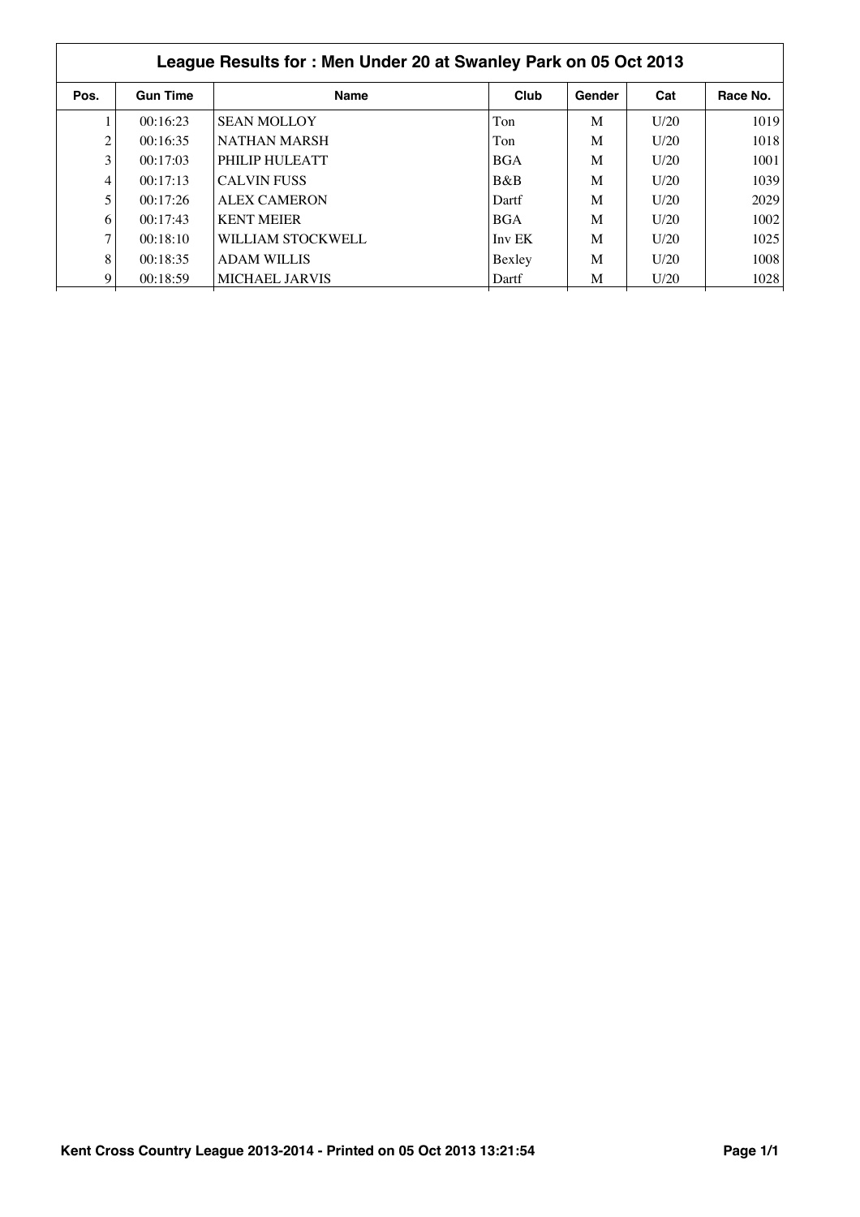## League Results for : Men Under 20 at Swanley Park on 05 Oct 2013

| Pos. | Gun Time | Name | Club | Gender | Cat | Race No. |
|---|---|---|---|---|---|---|
| 1 | 00:16:23 | SEAN MOLLOY | Ton | M | U/20 | 1019 |
| 2 | 00:16:35 | NATHAN MARSH | Ton | M | U/20 | 1018 |
| 3 | 00:17:03 | PHILIP HULEATT | BGA | M | U/20 | 1001 |
| 4 | 00:17:13 | CALVIN FUSS | B&B | M | U/20 | 1039 |
| 5 | 00:17:26 | ALEX CAMERON | Dartf | M | U/20 | 2029 |
| 6 | 00:17:43 | KENT MEIER | BGA | M | U/20 | 1002 |
| 7 | 00:18:10 | WILLIAM STOCKWELL | Inv EK | M | U/20 | 1025 |
| 8 | 00:18:35 | ADAM WILLIS | Bexley | M | U/20 | 1008 |
| 9 | 00:18:59 | MICHAEL JARVIS | Dartf | M | U/20 | 1028 |

Kent Cross Country League 2013-2014 - Printed on 05 Oct 2013 13:21:54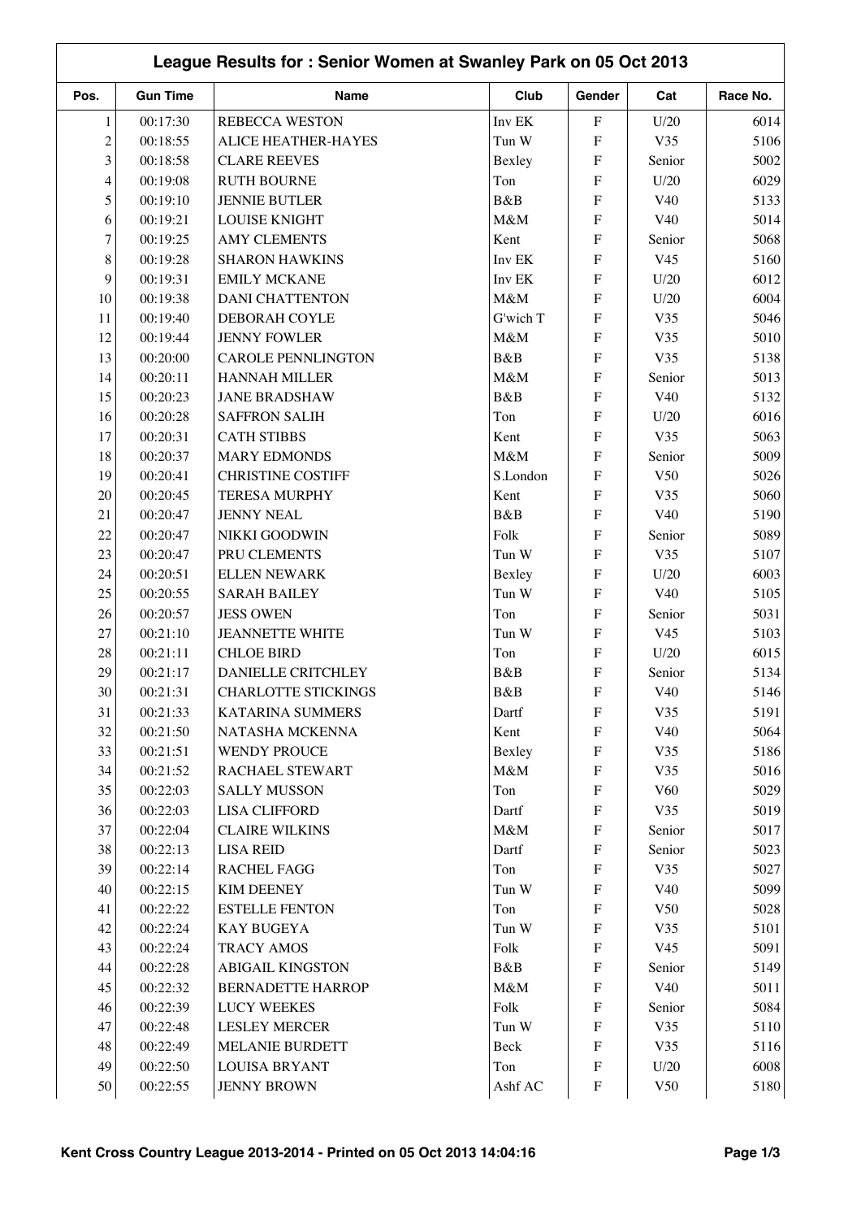## League Results for : Senior Women at Swanley Park on 05 Oct 2013

| Pos. | Gun Time | Name | Club | Gender | Cat | Race No. |
|---|---|---|---|---|---|---|
| 1 | 00:17:30 | REBECCA WESTON | Inv EK | F | U/20 | 6014 |
| 2 | 00:18:55 | ALICE HEATHER-HAYES | Tun W | F | V35 | 5106 |
| 3 | 00:18:58 | CLARE REEVES | Bexley | F | Senior | 5002 |
| 4 | 00:19:08 | RUTH BOURNE | Ton | F | U/20 | 6029 |
| 5 | 00:19:10 | JENNIE BUTLER | B&B | F | V40 | 5133 |
| 6 | 00:19:21 | LOUISE KNIGHT | M&M | F | V40 | 5014 |
| 7 | 00:19:25 | AMY CLEMENTS | Kent | F | Senior | 5068 |
| 8 | 00:19:28 | SHARON HAWKINS | Inv EK | F | V45 | 5160 |
| 9 | 00:19:31 | EMILY MCKANE | Inv EK | F | U/20 | 6012 |
| 10 | 00:19:38 | DANI CHATTENTON | M&M | F | U/20 | 6004 |
| 11 | 00:19:40 | DEBORAH COYLE | G'wich T | F | V35 | 5046 |
| 12 | 00:19:44 | JENNY FOWLER | M&M | F | V35 | 5010 |
| 13 | 00:20:00 | CAROLE PENNLINGTON | B&B | F | V35 | 5138 |
| 14 | 00:20:11 | HANNAH MILLER | M&M | F | Senior | 5013 |
| 15 | 00:20:23 | JANE BRADSHAW | B&B | F | V40 | 5132 |
| 16 | 00:20:28 | SAFFRON SALIH | Ton | F | U/20 | 6016 |
| 17 | 00:20:31 | CATH STIBBS | Kent | F | V35 | 5063 |
| 18 | 00:20:37 | MARY EDMONDS | M&M | F | Senior | 5009 |
| 19 | 00:20:41 | CHRISTINE COSTIFF | S.London | F | V50 | 5026 |
| 20 | 00:20:45 | TERESA MURPHY | Kent | F | V35 | 5060 |
| 21 | 00:20:47 | JENNY NEAL | B&B | F | V40 | 5190 |
| 22 | 00:20:47 | NIKKI GOODWIN | Folk | F | Senior | 5089 |
| 23 | 00:20:47 | PRU CLEMENTS | Tun W | F | V35 | 5107 |
| 24 | 00:20:51 | ELLEN NEWARK | Bexley | F | U/20 | 6003 |
| 25 | 00:20:55 | SARAH BAILEY | Tun W | F | V40 | 5105 |
| 26 | 00:20:57 | JESS OWEN | Ton | F | Senior | 5031 |
| 27 | 00:21:10 | JEANNETTE WHITE | Tun W | F | V45 | 5103 |
| 28 | 00:21:11 | CHLOE BIRD | Ton | F | U/20 | 6015 |
| 29 | 00:21:17 | DANIELLE CRITCHLEY | B&B | F | Senior | 5134 |
| 30 | 00:21:31 | CHARLOTTE STICKINGS | B&B | F | V40 | 5146 |
| 31 | 00:21:33 | KATARINA SUMMERS | Dartf | F | V35 | 5191 |
| 32 | 00:21:50 | NATASHA MCKENNA | Kent | F | V40 | 5064 |
| 33 | 00:21:51 | WENDY PROUCE | Bexley | F | V35 | 5186 |
| 34 | 00:21:52 | RACHAEL STEWART | M&M | F | V35 | 5016 |
| 35 | 00:22:03 | SALLY MUSSON | Ton | F | V60 | 5029 |
| 36 | 00:22:03 | LISA CLIFFORD | Dartf | F | V35 | 5019 |
| 37 | 00:22:04 | CLAIRE WILKINS | M&M | F | Senior | 5017 |
| 38 | 00:22:13 | LISA REID | Dartf | F | Senior | 5023 |
| 39 | 00:22:14 | RACHEL FAGG | Ton | F | V35 | 5027 |
| 40 | 00:22:15 | KIM DEENEY | Tun W | F | V40 | 5099 |
| 41 | 00:22:22 | ESTELLE FENTON | Ton | F | V50 | 5028 |
| 42 | 00:22:24 | KAY BUGEYA | Tun W | F | V35 | 5101 |
| 43 | 00:22:24 | TRACY AMOS | Folk | F | V45 | 5091 |
| 44 | 00:22:28 | ABIGAIL KINGSTON | B&B | F | Senior | 5149 |
| 45 | 00:22:32 | BERNADETTE HARROP | M&M | F | V40 | 5011 |
| 46 | 00:22:39 | LUCY WEEKES | Folk | F | Senior | 5084 |
| 47 | 00:22:48 | LESLEY MERCER | Tun W | F | V35 | 5110 |
| 48 | 00:22:49 | MELANIE BURDETT | Beck | F | V35 | 5116 |
| 49 | 00:22:50 | LOUISA BRYANT | Ton | F | U/20 | 6008 |
| 50 | 00:22:55 | JENNY BROWN | Ashf AC | F | V50 | 5180 |

Kent Cross Country League 2013-2014 - Printed on 05 Oct 2013 14:04:16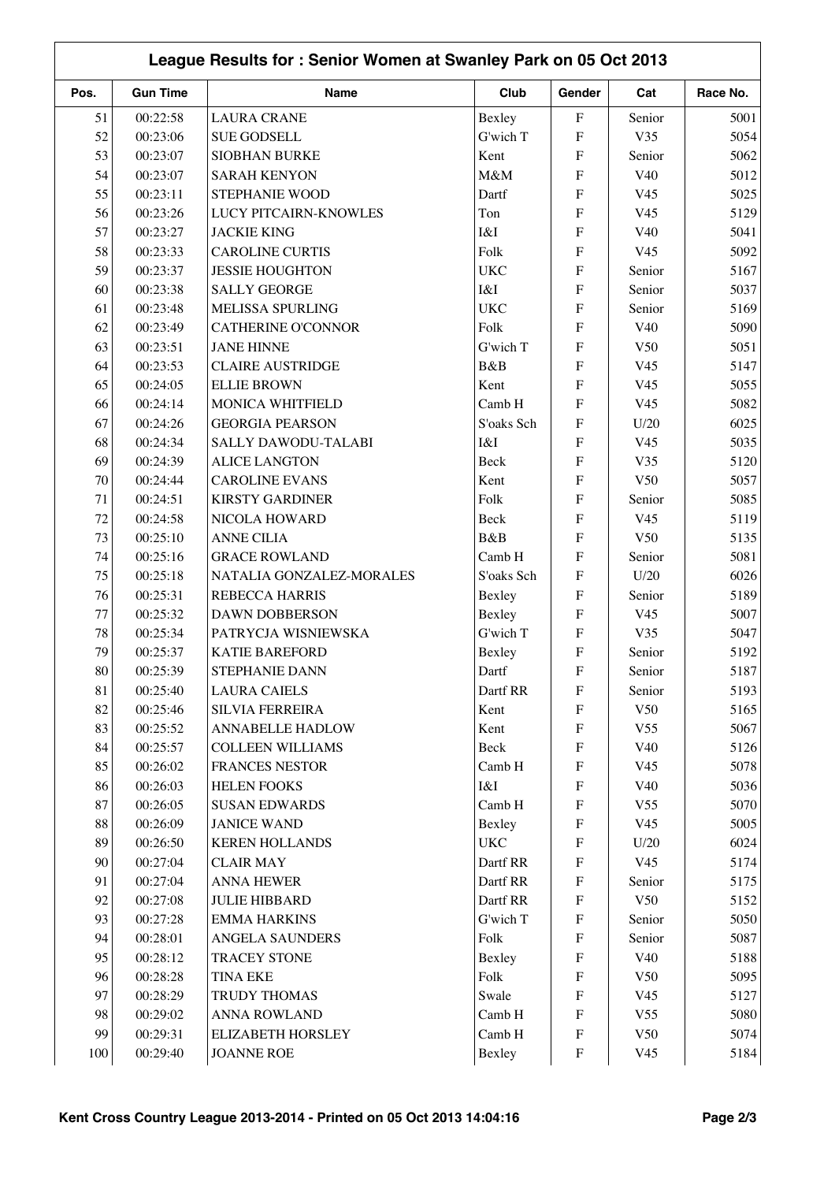## League Results for : Senior Women at Swanley Park on 05 Oct 2013

| Pos. | Gun Time | Name | Club | Gender | Cat | Race No. |
|---|---|---|---|---|---|---|
| 51 | 00:22:58 | LAURA CRANE | Bexley | F | Senior | 5001 |
| 52 | 00:23:06 | SUE GODSELL | G'wich T | F | V35 | 5054 |
| 53 | 00:23:07 | SIOBHAN BURKE | Kent | F | Senior | 5062 |
| 54 | 00:23:07 | SARAH KENYON | M&M | F | V40 | 5012 |
| 55 | 00:23:11 | STEPHANIE WOOD | Dartf | F | V45 | 5025 |
| 56 | 00:23:26 | LUCY PITCAIRN-KNOWLES | Ton | F | V45 | 5129 |
| 57 | 00:23:27 | JACKIE KING | I&I | F | V40 | 5041 |
| 58 | 00:23:33 | CAROLINE CURTIS | Folk | F | V45 | 5092 |
| 59 | 00:23:37 | JESSIE HOUGHTON | UKC | F | Senior | 5167 |
| 60 | 00:23:38 | SALLY GEORGE | I&I | F | Senior | 5037 |
| 61 | 00:23:48 | MELISSA SPURLING | UKC | F | Senior | 5169 |
| 62 | 00:23:49 | CATHERINE O'CONNOR | Folk | F | V40 | 5090 |
| 63 | 00:23:51 | JANE HINNE | G'wich T | F | V50 | 5051 |
| 64 | 00:23:53 | CLAIRE AUSTRIDGE | B&B | F | V45 | 5147 |
| 65 | 00:24:05 | ELLIE BROWN | Kent | F | V45 | 5055 |
| 66 | 00:24:14 | MONICA WHITFIELD | Camb H | F | V45 | 5082 |
| 67 | 00:24:26 | GEORGIA PEARSON | S'oaks Sch | F | U/20 | 6025 |
| 68 | 00:24:34 | SALLY DAWODU-TALABI | I&I | F | V45 | 5035 |
| 69 | 00:24:39 | ALICE LANGTON | Beck | F | V35 | 5120 |
| 70 | 00:24:44 | CAROLINE EVANS | Kent | F | V50 | 5057 |
| 71 | 00:24:51 | KIRSTY GARDINER | Folk | F | Senior | 5085 |
| 72 | 00:24:58 | NICOLA HOWARD | Beck | F | V45 | 5119 |
| 73 | 00:25:10 | ANNE CILIA | B&B | F | V50 | 5135 |
| 74 | 00:25:16 | GRACE ROWLAND | Camb H | F | Senior | 5081 |
| 75 | 00:25:18 | NATALIA GONZALEZ-MORALES | S'oaks Sch | F | U/20 | 6026 |
| 76 | 00:25:31 | REBECCA HARRIS | Bexley | F | Senior | 5189 |
| 77 | 00:25:32 | DAWN DOBBERSON | Bexley | F | V45 | 5007 |
| 78 | 00:25:34 | PATRYCJA WISNIEWSKA | G'wich T | F | V35 | 5047 |
| 79 | 00:25:37 | KATIE BAREFORD | Bexley | F | Senior | 5192 |
| 80 | 00:25:39 | STEPHANIE DANN | Dartf | F | Senior | 5187 |
| 81 | 00:25:40 | LAURA CAIELS | Dartf RR | F | Senior | 5193 |
| 82 | 00:25:46 | SILVIA FERREIRA | Kent | F | V50 | 5165 |
| 83 | 00:25:52 | ANNABELLE HADLOW | Kent | F | V55 | 5067 |
| 84 | 00:25:57 | COLLEEN WILLIAMS | Beck | F | V40 | 5126 |
| 85 | 00:26:02 | FRANCES NESTOR | Camb H | F | V45 | 5078 |
| 86 | 00:26:03 | HELEN FOOKS | I&I | F | V40 | 5036 |
| 87 | 00:26:05 | SUSAN EDWARDS | Camb H | F | V55 | 5070 |
| 88 | 00:26:09 | JANICE WAND | Bexley | F | V45 | 5005 |
| 89 | 00:26:50 | KEREN HOLLANDS | UKC | F | U/20 | 6024 |
| 90 | 00:27:04 | CLAIR MAY | Dartf RR | F | V45 | 5174 |
| 91 | 00:27:04 | ANNA HEWER | Dartf RR | F | Senior | 5175 |
| 92 | 00:27:08 | JULIE HIBBARD | Dartf RR | F | V50 | 5152 |
| 93 | 00:27:28 | EMMA HARKINS | G'wich T | F | Senior | 5050 |
| 94 | 00:28:01 | ANGELA SAUNDERS | Folk | F | Senior | 5087 |
| 95 | 00:28:12 | TRACEY STONE | Bexley | F | V40 | 5188 |
| 96 | 00:28:28 | TINA EKE | Folk | F | V50 | 5095 |
| 97 | 00:28:29 | TRUDY THOMAS | Swale | F | V45 | 5127 |
| 98 | 00:29:02 | ANNA ROWLAND | Camb H | F | V55 | 5080 |
| 99 | 00:29:31 | ELIZABETH HORSLEY | Camb H | F | V50 | 5074 |
| 100 | 00:29:40 | JOANNE ROE | Bexley | F | V45 | 5184 |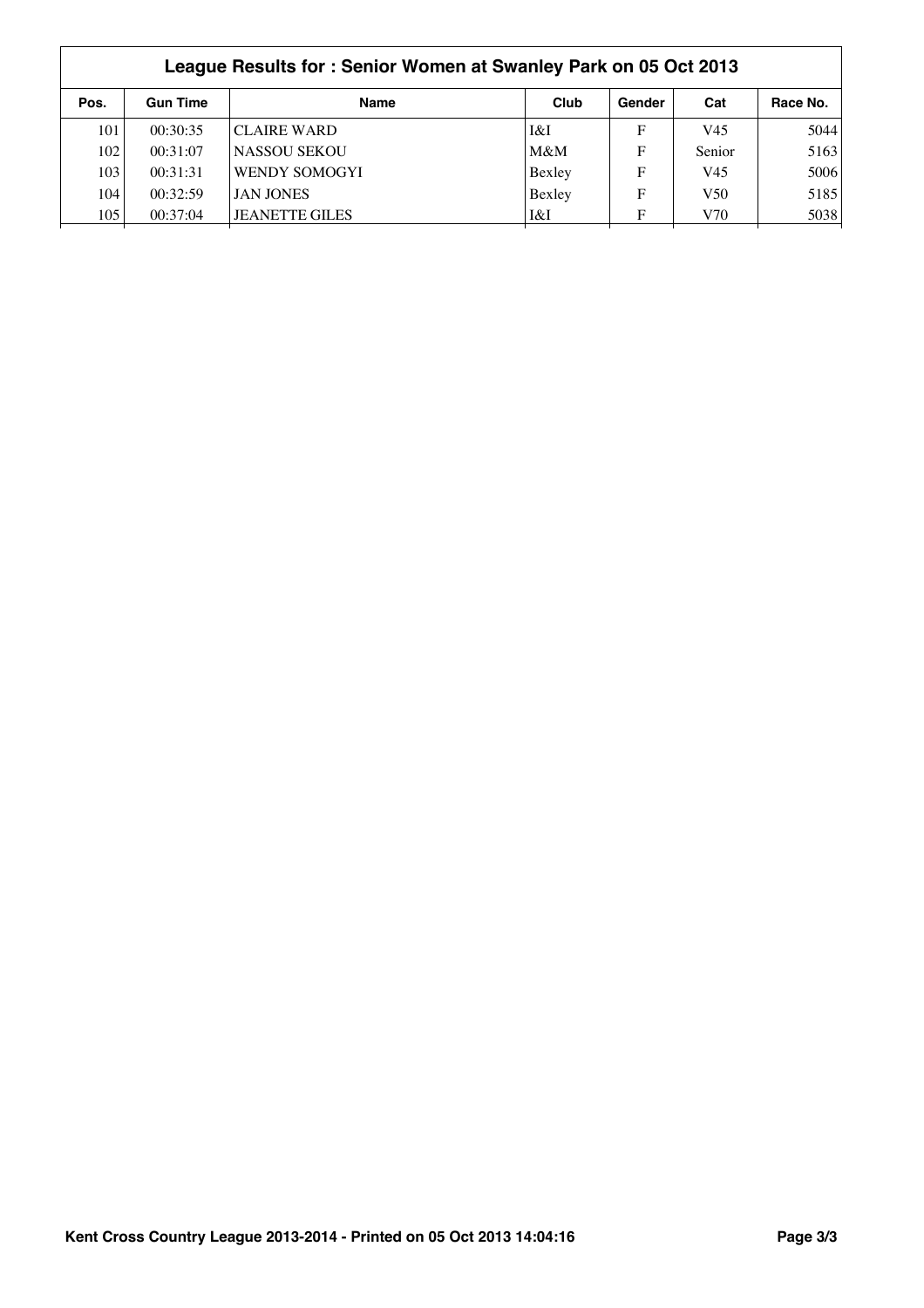## League Results for : Senior Women at Swanley Park on 05 Oct 2013

| Pos. | Gun Time | Name | Club | Gender | Cat | Race No. |
|---|---|---|---|---|---|---|
| 101 | 00:30:35 | CLAIRE WARD | I&I | F | V45 | 5044 |
| 102 | 00:31:07 | NASSOU SEKOU | M&M | F | Senior | 5163 |
| 103 | 00:31:31 | WENDY SOMOGYI | Bexley | F | V45 | 5006 |
| 104 | 00:32:59 | JAN JONES | Bexley | F | V50 | 5185 |
| 105 | 00:37:04 | JEANETTE GILES | I&I | F | V70 | 5038 |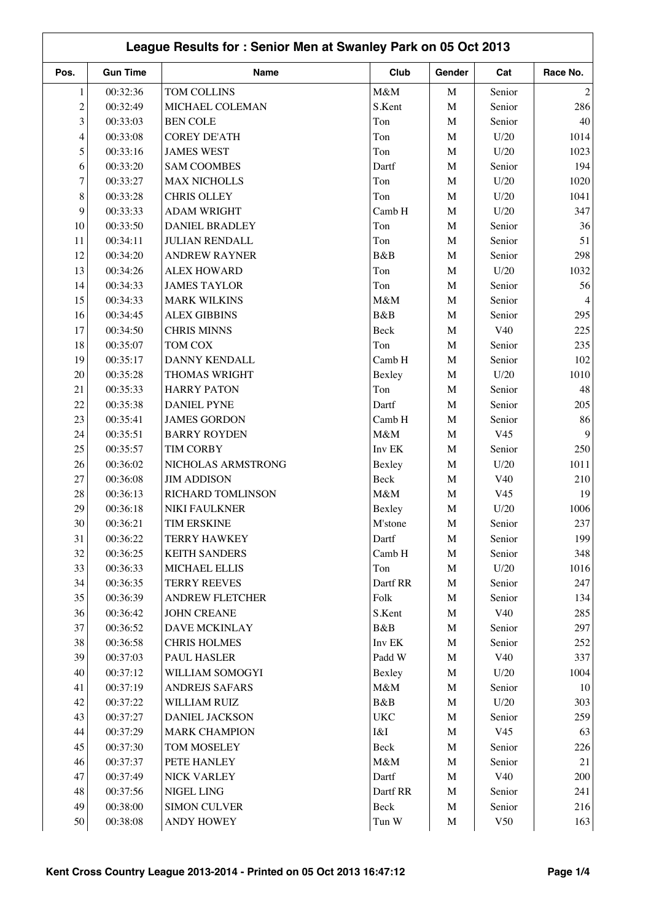## League Results for : Senior Men at Swanley Park on 05 Oct 2013

| Pos. | Gun Time | Name | Club | Gender | Cat | Race No. |
|---|---|---|---|---|---|---|
| 1 | 00:32:36 | TOM COLLINS | M&M | M | Senior | 2 |
| 2 | 00:32:49 | MICHAEL COLEMAN | S.Kent | M | Senior | 286 |
| 3 | 00:33:03 | BEN COLE | Ton | M | Senior | 40 |
| 4 | 00:33:08 | COREY DE'ATH | Ton | M | U/20 | 1014 |
| 5 | 00:33:16 | JAMES WEST | Ton | M | U/20 | 1023 |
| 6 | 00:33:20 | SAM COOMBES | Dartf | M | Senior | 194 |
| 7 | 00:33:27 | MAX NICHOLLS | Ton | M | U/20 | 1020 |
| 8 | 00:33:28 | CHRIS OLLEY | Ton | M | U/20 | 1041 |
| 9 | 00:33:33 | ADAM WRIGHT | Camb H | M | U/20 | 347 |
| 10 | 00:33:50 | DANIEL BRADLEY | Ton | M | Senior | 36 |
| 11 | 00:34:11 | JULIAN RENDALL | Ton | M | Senior | 51 |
| 12 | 00:34:20 | ANDREW RAYNER | B&B | M | Senior | 298 |
| 13 | 00:34:26 | ALEX HOWARD | Ton | M | U/20 | 1032 |
| 14 | 00:34:33 | JAMES TAYLOR | Ton | M | Senior | 56 |
| 15 | 00:34:33 | MARK WILKINS | M&M | M | Senior | 4 |
| 16 | 00:34:45 | ALEX GIBBINS | B&B | M | Senior | 295 |
| 17 | 00:34:50 | CHRIS MINNS | Beck | M | V40 | 225 |
| 18 | 00:35:07 | TOM COX | Ton | M | Senior | 235 |
| 19 | 00:35:17 | DANNY KENDALL | Camb H | M | Senior | 102 |
| 20 | 00:35:28 | THOMAS WRIGHT | Bexley | M | U/20 | 1010 |
| 21 | 00:35:33 | HARRY PATON | Ton | M | Senior | 48 |
| 22 | 00:35:38 | DANIEL PYNE | Dartf | M | Senior | 205 |
| 23 | 00:35:41 | JAMES GORDON | Camb H | M | Senior | 86 |
| 24 | 00:35:51 | BARRY ROYDEN | M&M | M | V45 | 9 |
| 25 | 00:35:57 | TIM CORBY | Inv EK | M | Senior | 250 |
| 26 | 00:36:02 | NICHOLAS ARMSTRONG | Bexley | M | U/20 | 1011 |
| 27 | 00:36:08 | JIM ADDISON | Beck | M | V40 | 210 |
| 28 | 00:36:13 | RICHARD TOMLINSON | M&M | M | V45 | 19 |
| 29 | 00:36:18 | NIKI FAULKNER | Bexley | M | U/20 | 1006 |
| 30 | 00:36:21 | TIM ERSKINE | M'stone | M | Senior | 237 |
| 31 | 00:36:22 | TERRY HAWKEY | Dartf | M | Senior | 199 |
| 32 | 00:36:25 | KEITH SANDERS | Camb H | M | Senior | 348 |
| 33 | 00:36:33 | MICHAEL ELLIS | Ton | M | U/20 | 1016 |
| 34 | 00:36:35 | TERRY REEVES | Dartf RR | M | Senior | 247 |
| 35 | 00:36:39 | ANDREW FLETCHER | Folk | M | Senior | 134 |
| 36 | 00:36:42 | JOHN CREANE | S.Kent | M | V40 | 285 |
| 37 | 00:36:52 | DAVE MCKINLAY | B&B | M | Senior | 297 |
| 38 | 00:36:58 | CHRIS HOLMES | Inv EK | M | Senior | 252 |
| 39 | 00:37:03 | PAUL HASLER | Padd W | M | V40 | 337 |
| 40 | 00:37:12 | WILLIAM SOMOGYI | Bexley | M | U/20 | 1004 |
| 41 | 00:37:19 | ANDREJS SAFARS | M&M | M | Senior | 10 |
| 42 | 00:37:22 | WILLIAM RUIZ | B&B | M | U/20 | 303 |
| 43 | 00:37:27 | DANIEL JACKSON | UKC | M | Senior | 259 |
| 44 | 00:37:29 | MARK CHAMPION | I&I | M | V45 | 63 |
| 45 | 00:37:30 | TOM MOSELEY | Beck | M | Senior | 226 |
| 46 | 00:37:37 | PETE HANLEY | M&M | M | Senior | 21 |
| 47 | 00:37:49 | NICK VARLEY | Dartf | M | V40 | 200 |
| 48 | 00:37:56 | NIGEL LING | Dartf RR | M | Senior | 241 |
| 49 | 00:38:00 | SIMON CULVER | Beck | M | Senior | 216 |
| 50 | 00:38:08 | ANDY HOWEY | Tun W | M | V50 | 163 |

Kent Cross Country League 2013-2014 - Printed on 05 Oct 2013 16:47:12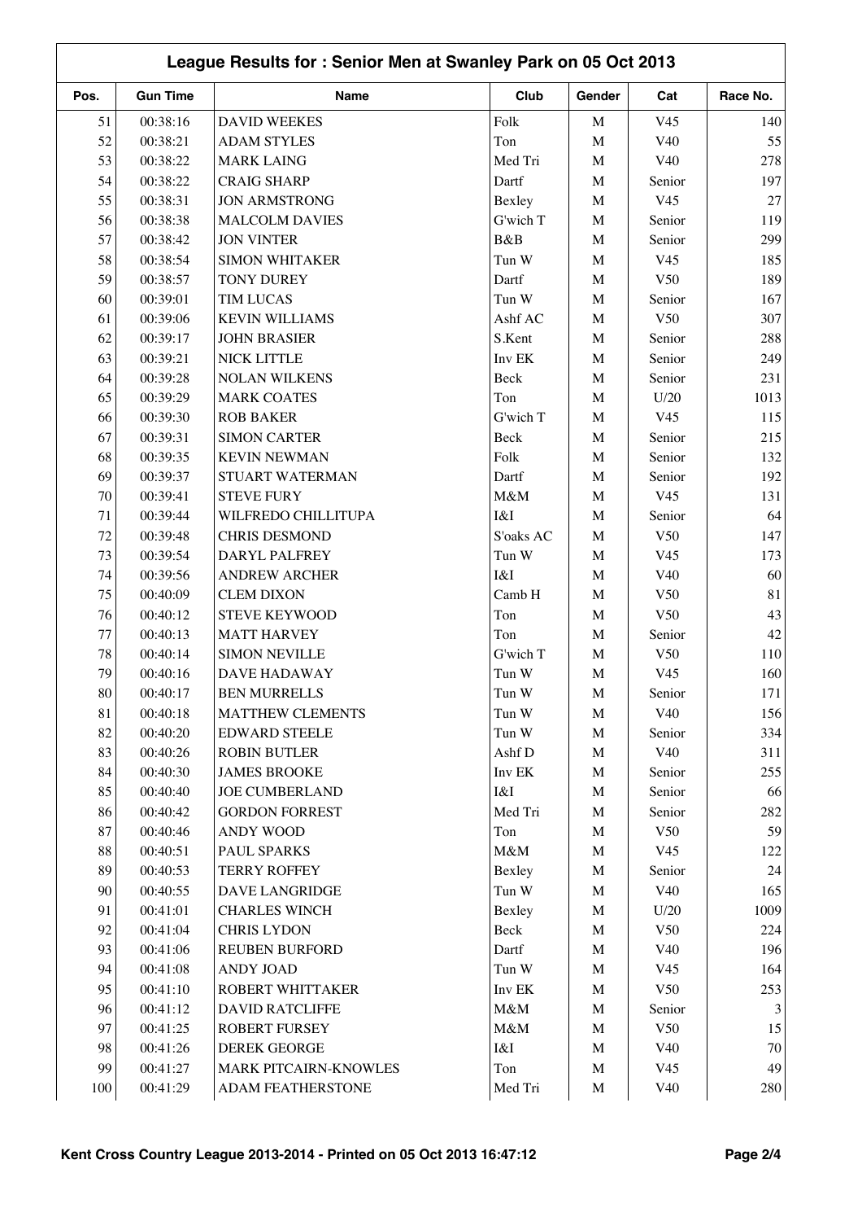## League Results for : Senior Men at Swanley Park on 05 Oct 2013

| Pos. | Gun Time | Name | Club | Gender | Cat | Race No. |
|---|---|---|---|---|---|---|
| 51 | 00:38:16 | DAVID WEEKES | Folk | M | V45 | 140 |
| 52 | 00:38:21 | ADAM STYLES | Ton | M | V40 | 55 |
| 53 | 00:38:22 | MARK LAING | Med Tri | M | V40 | 278 |
| 54 | 00:38:22 | CRAIG SHARP | Dartf | M | Senior | 197 |
| 55 | 00:38:31 | JON ARMSTRONG | Bexley | M | V45 | 27 |
| 56 | 00:38:38 | MALCOLM DAVIES | G'wich T | M | Senior | 119 |
| 57 | 00:38:42 | JON VINTER | B&B | M | Senior | 299 |
| 58 | 00:38:54 | SIMON WHITAKER | Tun W | M | V45 | 185 |
| 59 | 00:38:57 | TONY DUREY | Dartf | M | V50 | 189 |
| 60 | 00:39:01 | TIM LUCAS | Tun W | M | Senior | 167 |
| 61 | 00:39:06 | KEVIN WILLIAMS | Ashf AC | M | V50 | 307 |
| 62 | 00:39:17 | JOHN BRASIER | S.Kent | M | Senior | 288 |
| 63 | 00:39:21 | NICK LITTLE | Inv EK | M | Senior | 249 |
| 64 | 00:39:28 | NOLAN WILKENS | Beck | M | Senior | 231 |
| 65 | 00:39:29 | MARK COATES | Ton | M | U/20 | 1013 |
| 66 | 00:39:30 | ROB BAKER | G'wich T | M | V45 | 115 |
| 67 | 00:39:31 | SIMON CARTER | Beck | M | Senior | 215 |
| 68 | 00:39:35 | KEVIN NEWMAN | Folk | M | Senior | 132 |
| 69 | 00:39:37 | STUART WATERMAN | Dartf | M | Senior | 192 |
| 70 | 00:39:41 | STEVE FURY | M&M | M | V45 | 131 |
| 71 | 00:39:44 | WILFREDO CHILLITUPA | I&I | M | Senior | 64 |
| 72 | 00:39:48 | CHRIS DESMOND | S'oaks AC | M | V50 | 147 |
| 73 | 00:39:54 | DARYL PALFREY | Tun W | M | V45 | 173 |
| 74 | 00:39:56 | ANDREW ARCHER | I&I | M | V40 | 60 |
| 75 | 00:40:09 | CLEM DIXON | Camb H | M | V50 | 81 |
| 76 | 00:40:12 | STEVE KEYWOOD | Ton | M | V50 | 43 |
| 77 | 00:40:13 | MATT HARVEY | Ton | M | Senior | 42 |
| 78 | 00:40:14 | SIMON NEVILLE | G'wich T | M | V50 | 110 |
| 79 | 00:40:16 | DAVE HADAWAY | Tun W | M | V45 | 160 |
| 80 | 00:40:17 | BEN MURRELLS | Tun W | M | Senior | 171 |
| 81 | 00:40:18 | MATTHEW CLEMENTS | Tun W | M | V40 | 156 |
| 82 | 00:40:20 | EDWARD STEELE | Tun W | M | Senior | 334 |
| 83 | 00:40:26 | ROBIN BUTLER | Ashf D | M | V40 | 311 |
| 84 | 00:40:30 | JAMES BROOKE | Inv EK | M | Senior | 255 |
| 85 | 00:40:40 | JOE CUMBERLAND | I&I | M | Senior | 66 |
| 86 | 00:40:42 | GORDON FORREST | Med Tri | M | Senior | 282 |
| 87 | 00:40:46 | ANDY WOOD | Ton | M | V50 | 59 |
| 88 | 00:40:51 | PAUL SPARKS | M&M | M | V45 | 122 |
| 89 | 00:40:53 | TERRY ROFFEY | Bexley | M | Senior | 24 |
| 90 | 00:40:55 | DAVE LANGRIDGE | Tun W | M | V40 | 165 |
| 91 | 00:41:01 | CHARLES WINCH | Bexley | M | U/20 | 1009 |
| 92 | 00:41:04 | CHRIS LYDON | Beck | M | V50 | 224 |
| 93 | 00:41:06 | REUBEN BURFORD | Dartf | M | V40 | 196 |
| 94 | 00:41:08 | ANDY JOAD | Tun W | M | V45 | 164 |
| 95 | 00:41:10 | ROBERT WHITTAKER | Inv EK | M | V50 | 253 |
| 96 | 00:41:12 | DAVID RATCLIFFE | M&M | M | Senior | 3 |
| 97 | 00:41:25 | ROBERT FURSEY | M&M | M | V50 | 15 |
| 98 | 00:41:26 | DEREK GEORGE | I&I | M | V40 | 70 |
| 99 | 00:41:27 | MARK PITCAIRN-KNOWLES | Ton | M | V45 | 49 |
| 100 | 00:41:29 | ADAM FEATHERSTONE | Med Tri | M | V40 | 280 |

Kent Cross Country League 2013-2014 - Printed on 05 Oct 2013 16:47:12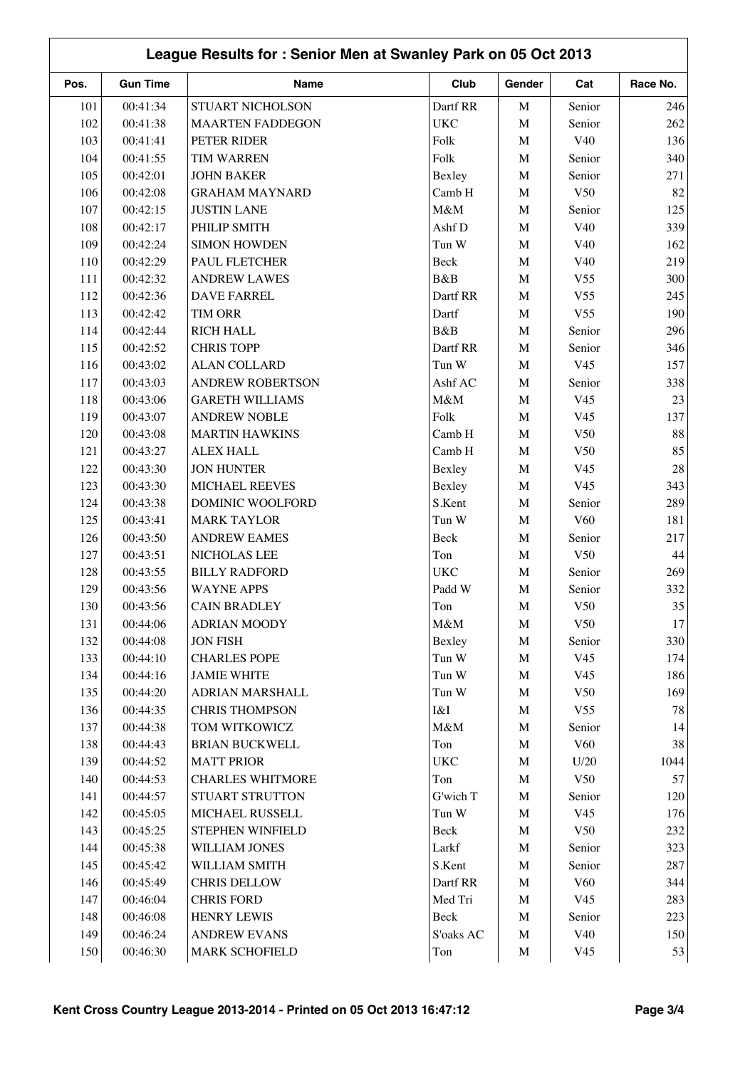## League Results for : Senior Men at Swanley Park on 05 Oct 2013

| Pos. | Gun Time | Name | Club | Gender | Cat | Race No. |
|---|---|---|---|---|---|---|
| 101 | 00:41:34 | STUART NICHOLSON | Dartf RR | M | Senior | 246 |
| 102 | 00:41:38 | MAARTEN FADDEGON | UKC | M | Senior | 262 |
| 103 | 00:41:41 | PETER RIDER | Folk | M | V40 | 136 |
| 104 | 00:41:55 | TIM WARREN | Folk | M | Senior | 340 |
| 105 | 00:42:01 | JOHN BAKER | Bexley | M | Senior | 271 |
| 106 | 00:42:08 | GRAHAM MAYNARD | Camb H | M | V50 | 82 |
| 107 | 00:42:15 | JUSTIN LANE | M&M | M | Senior | 125 |
| 108 | 00:42:17 | PHILIP SMITH | Ashf D | M | V40 | 339 |
| 109 | 00:42:24 | SIMON HOWDEN | Tun W | M | V40 | 162 |
| 110 | 00:42:29 | PAUL FLETCHER | Beck | M | V40 | 219 |
| 111 | 00:42:32 | ANDREW LAWES | B&B | M | V55 | 300 |
| 112 | 00:42:36 | DAVE FARREL | Dartf RR | M | V55 | 245 |
| 113 | 00:42:42 | TIM ORR | Dartf | M | V55 | 190 |
| 114 | 00:42:44 | RICH HALL | B&B | M | Senior | 296 |
| 115 | 00:42:52 | CHRIS TOPP | Dartf RR | M | Senior | 346 |
| 116 | 00:43:02 | ALAN COLLARD | Tun W | M | V45 | 157 |
| 117 | 00:43:03 | ANDREW ROBERTSON | Ashf AC | M | Senior | 338 |
| 118 | 00:43:06 | GARETH WILLIAMS | M&M | M | V45 | 23 |
| 119 | 00:43:07 | ANDREW NOBLE | Folk | M | V45 | 137 |
| 120 | 00:43:08 | MARTIN HAWKINS | Camb H | M | V50 | 88 |
| 121 | 00:43:27 | ALEX HALL | Camb H | M | V50 | 85 |
| 122 | 00:43:30 | JON HUNTER | Bexley | M | V45 | 28 |
| 123 | 00:43:30 | MICHAEL REEVES | Bexley | M | V45 | 343 |
| 124 | 00:43:38 | DOMINIC WOOLFORD | S.Kent | M | Senior | 289 |
| 125 | 00:43:41 | MARK TAYLOR | Tun W | M | V60 | 181 |
| 126 | 00:43:50 | ANDREW EAMES | Beck | M | Senior | 217 |
| 127 | 00:43:51 | NICHOLAS LEE | Ton | M | V50 | 44 |
| 128 | 00:43:55 | BILLY RADFORD | UKC | M | Senior | 269 |
| 129 | 00:43:56 | WAYNE APPS | Padd W | M | Senior | 332 |
| 130 | 00:43:56 | CAIN BRADLEY | Ton | M | V50 | 35 |
| 131 | 00:44:06 | ADRIAN MOODY | M&M | M | V50 | 17 |
| 132 | 00:44:08 | JON FISH | Bexley | M | Senior | 330 |
| 133 | 00:44:10 | CHARLES POPE | Tun W | M | V45 | 174 |
| 134 | 00:44:16 | JAMIE WHITE | Tun W | M | V45 | 186 |
| 135 | 00:44:20 | ADRIAN MARSHALL | Tun W | M | V50 | 169 |
| 136 | 00:44:35 | CHRIS THOMPSON | I&I | M | V55 | 78 |
| 137 | 00:44:38 | TOM WITKOWICZ | M&M | M | Senior | 14 |
| 138 | 00:44:43 | BRIAN BUCKWELL | Ton | M | V60 | 38 |
| 139 | 00:44:52 | MATT PRIOR | UKC | M | U/20 | 1044 |
| 140 | 00:44:53 | CHARLES WHITMORE | Ton | M | V50 | 57 |
| 141 | 00:44:57 | STUART STRUTTON | G'wich T | M | Senior | 120 |
| 142 | 00:45:05 | MICHAEL RUSSELL | Tun W | M | V45 | 176 |
| 143 | 00:45:25 | STEPHEN WINFIELD | Beck | M | V50 | 232 |
| 144 | 00:45:38 | WILLIAM JONES | Larkf | M | Senior | 323 |
| 145 | 00:45:42 | WILLIAM SMITH | S.Kent | M | Senior | 287 |
| 146 | 00:45:49 | CHRIS DELLOW | Dartf RR | M | V60 | 344 |
| 147 | 00:46:04 | CHRIS FORD | Med Tri | M | V45 | 283 |
| 148 | 00:46:08 | HENRY LEWIS | Beck | M | Senior | 223 |
| 149 | 00:46:24 | ANDREW EVANS | S'oaks AC | M | V40 | 150 |
| 150 | 00:46:30 | MARK SCHOFIELD | Ton | M | V45 | 53 |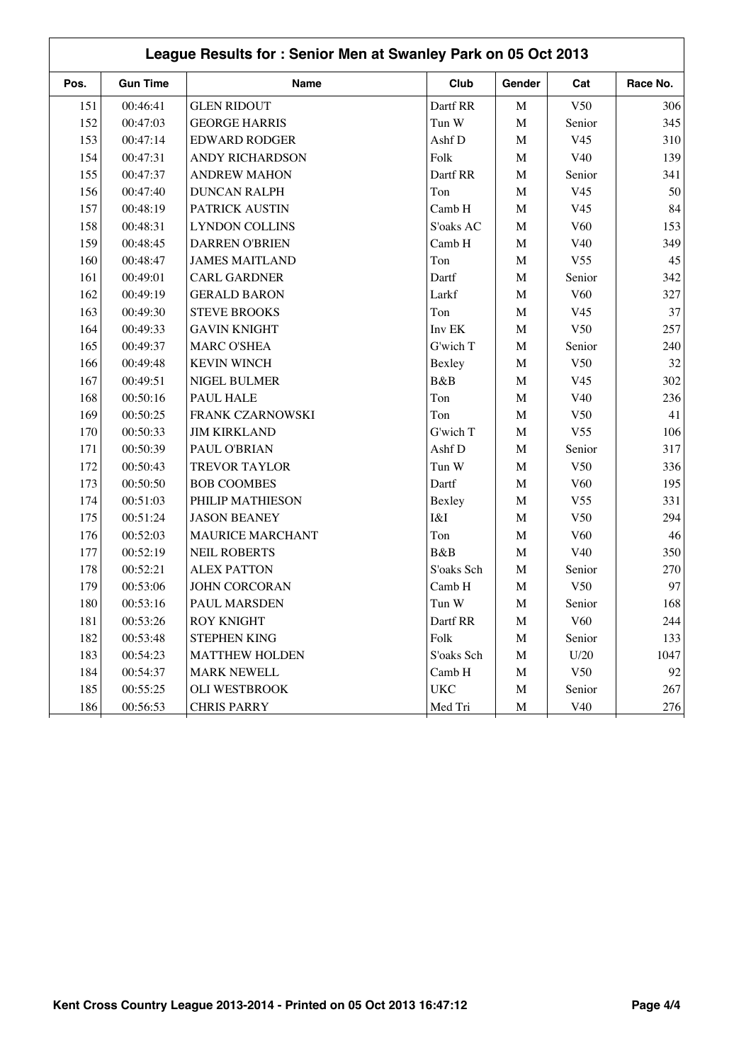## League Results for : Senior Men at Swanley Park on 05 Oct 2013

| Pos. | Gun Time | Name | Club | Gender | Cat | Race No. |
|---|---|---|---|---|---|---|
| 151 | 00:46:41 | GLEN RIDOUT | Dartf RR | M | V50 | 306 |
| 152 | 00:47:03 | GEORGE HARRIS | Tun W | M | Senior | 345 |
| 153 | 00:47:14 | EDWARD RODGER | Ashf D | M | V45 | 310 |
| 154 | 00:47:31 | ANDY RICHARDSON | Folk | M | V40 | 139 |
| 155 | 00:47:37 | ANDREW MAHON | Dartf RR | M | Senior | 341 |
| 156 | 00:47:40 | DUNCAN RALPH | Ton | M | V45 | 50 |
| 157 | 00:48:19 | PATRICK AUSTIN | Camb H | M | V45 | 84 |
| 158 | 00:48:31 | LYNDON COLLINS | S'oaks AC | M | V60 | 153 |
| 159 | 00:48:45 | DARREN O'BRIEN | Camb H | M | V40 | 349 |
| 160 | 00:48:47 | JAMES MAITLAND | Ton | M | V55 | 45 |
| 161 | 00:49:01 | CARL GARDNER | Dartf | M | Senior | 342 |
| 162 | 00:49:19 | GERALD BARON | Larkf | M | V60 | 327 |
| 163 | 00:49:30 | STEVE BROOKS | Ton | M | V45 | 37 |
| 164 | 00:49:33 | GAVIN KNIGHT | Inv EK | M | V50 | 257 |
| 165 | 00:49:37 | MARC O'SHEA | G'wich T | M | Senior | 240 |
| 166 | 00:49:48 | KEVIN WINCH | Bexley | M | V50 | 32 |
| 167 | 00:49:51 | NIGEL BULMER | B&B | M | V45 | 302 |
| 168 | 00:50:16 | PAUL HALE | Ton | M | V40 | 236 |
| 169 | 00:50:25 | FRANK CZARNOWSKI | Ton | M | V50 | 41 |
| 170 | 00:50:33 | JIM KIRKLAND | G'wich T | M | V55 | 106 |
| 171 | 00:50:39 | PAUL O'BRIAN | Ashf D | M | Senior | 317 |
| 172 | 00:50:43 | TREVOR TAYLOR | Tun W | M | V50 | 336 |
| 173 | 00:50:50 | BOB COOMBES | Dartf | M | V60 | 195 |
| 174 | 00:51:03 | PHILIP MATHIESON | Bexley | M | V55 | 331 |
| 175 | 00:51:24 | JASON BEANEY | I&I | M | V50 | 294 |
| 176 | 00:52:03 | MAURICE MARCHANT | Ton | M | V60 | 46 |
| 177 | 00:52:19 | NEIL ROBERTS | B&B | M | V40 | 350 |
| 178 | 00:52:21 | ALEX PATTON | S'oaks Sch | M | Senior | 270 |
| 179 | 00:53:06 | JOHN CORCORAN | Camb H | M | V50 | 97 |
| 180 | 00:53:16 | PAUL MARSDEN | Tun W | M | Senior | 168 |
| 181 | 00:53:26 | ROY KNIGHT | Dartf RR | M | V60 | 244 |
| 182 | 00:53:48 | STEPHEN KING | Folk | M | Senior | 133 |
| 183 | 00:54:23 | MATTHEW HOLDEN | S'oaks Sch | M | U/20 | 1047 |
| 184 | 00:54:37 | MARK NEWELL | Camb H | M | V50 | 92 |
| 185 | 00:55:25 | OLI WESTBROOK | UKC | M | Senior | 267 |
| 186 | 00:56:53 | CHRIS PARRY | Med Tri | M | V40 | 276 |